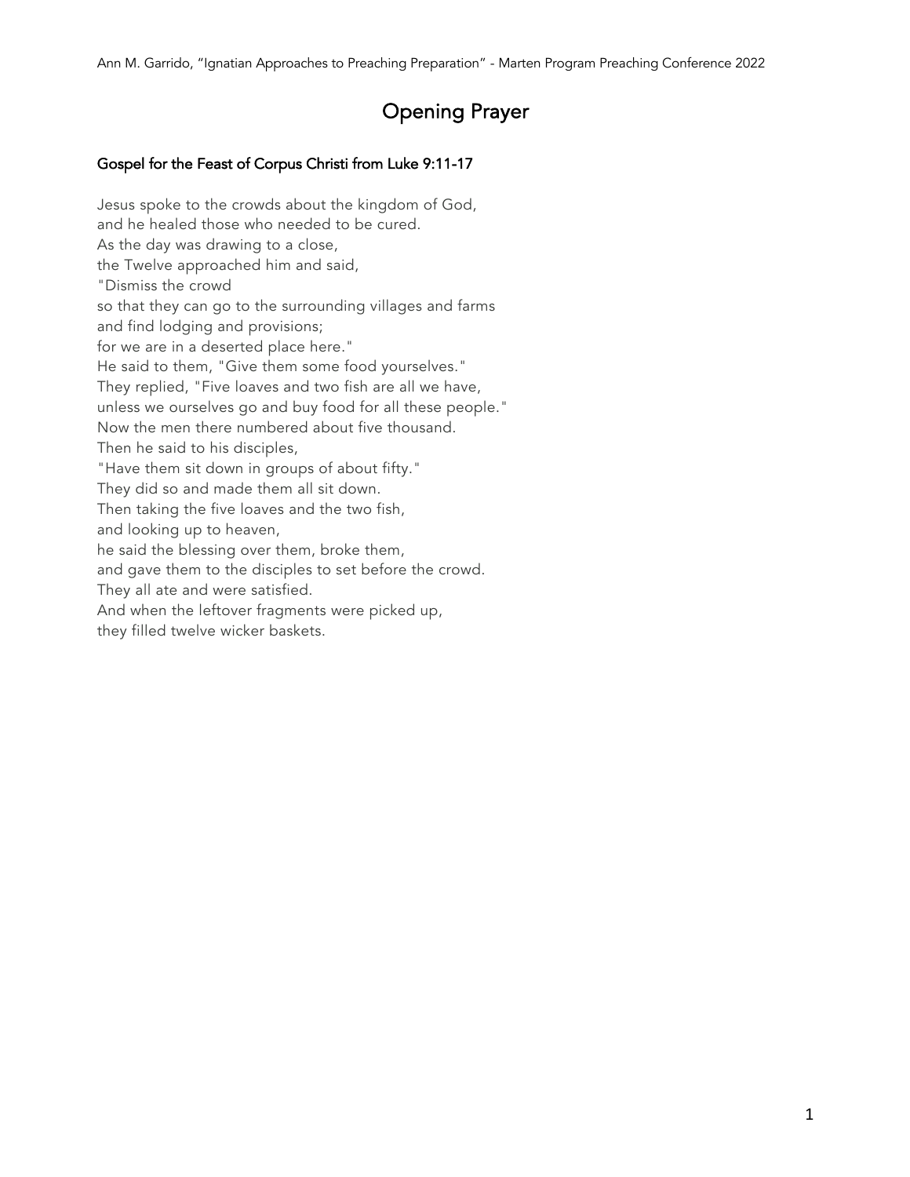# Opening Prayer

### Gospel for the Feast of Corpus Christi from Luke 9:11-17

Jesus spoke to the crowds about the kingdom of God,
and he healed those who needed to be cured.
As the day was drawing to a close,
the Twelve approached him and said,
"Dismiss the crowd
so that they can go to the surrounding villages and farms
and find lodging and provisions;
for we are in a deserted place here."
He said to them, "Give them some food yourselves."
They replied, "Five loaves and two fish are all we have,
unless we ourselves go and buy food for all these people."
Now the men there numbered about five thousand.
Then he said to his disciples,
"Have them sit down in groups of about fifty."
They did so and made them all sit down.
Then taking the five loaves and the two fish,
and looking up to heaven,
he said the blessing over them, broke them,
and gave them to the disciples to set before the crowd.
They all ate and were satisfied.
And when the leftover fragments were picked up,
they filled twelve wicker baskets.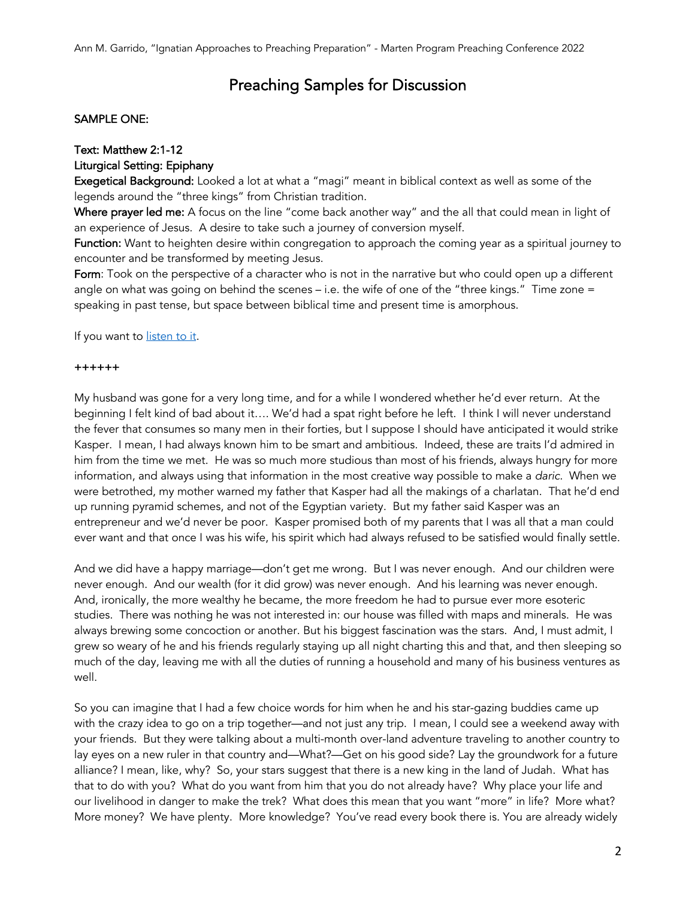## Preaching Samples for Discussion

### SAMPLE ONE:

**Text: Matthew 2:1-12**
**Liturgical Setting: Epiphany**
**Exegetical Background:** Looked a lot at what a "magi" meant in biblical context as well as some of the legends around the "three kings" from Christian tradition.
**Where prayer led me:** A focus on the line "come back another way" and the all that could mean in light of an experience of Jesus. A desire to take such a journey of conversion myself.
**Function:** Want to heighten desire within congregation to approach the coming year as a spiritual journey to encounter and be transformed by meeting Jesus.
**Form**: Took on the perspective of a character who is not in the narrative but who could open up a different angle on what was going on behind the scenes – i.e. the wife of one of the "three kings." Time zone = speaking in past tense, but space between biblical time and present time is amorphous.

If you want to listen to it.

++++++

My husband was gone for a very long time, and for a while I wondered whether he'd ever return. At the beginning I felt kind of bad about it…. We'd had a spat right before he left. I think I will never understand the fever that consumes so many men in their forties, but I suppose I should have anticipated it would strike Kasper. I mean, I had always known him to be smart and ambitious. Indeed, these are traits I'd admired in him from the time we met. He was so much more studious than most of his friends, always hungry for more information, and always using that information in the most creative way possible to make a *daric*. When we were betrothed, my mother warned my father that Kasper had all the makings of a charlatan. That he'd end up running pyramid schemes, and not of the Egyptian variety. But my father said Kasper was an entrepreneur and we'd never be poor. Kasper promised both of my parents that I was all that a man could ever want and that once I was his wife, his spirit which had always refused to be satisfied would finally settle.

And we did have a happy marriage—don't get me wrong. But I was never enough. And our children were never enough. And our wealth (for it did grow) was never enough. And his learning was never enough. And, ironically, the more wealthy he became, the more freedom he had to pursue ever more esoteric studies. There was nothing he was not interested in: our house was filled with maps and minerals. He was always brewing some concoction or another. But his biggest fascination was the stars. And, I must admit, I grew so weary of he and his friends regularly staying up all night charting this and that, and then sleeping so much of the day, leaving me with all the duties of running a household and many of his business ventures as well.

So you can imagine that I had a few choice words for him when he and his star-gazing buddies came up with the crazy idea to go on a trip together—and not just any trip. I mean, I could see a weekend away with your friends. But they were talking about a multi-month over-land adventure traveling to another country to lay eyes on a new ruler in that country and—What?—Get on his good side? Lay the groundwork for a future alliance? I mean, like, why? So, your stars suggest that there is a new king in the land of Judah. What has that to do with you? What do you want from him that you do not already have? Why place your life and our livelihood in danger to make the trek? What does this mean that you want "more" in life? More what? More money? We have plenty. More knowledge? You've read every book there is. You are already widely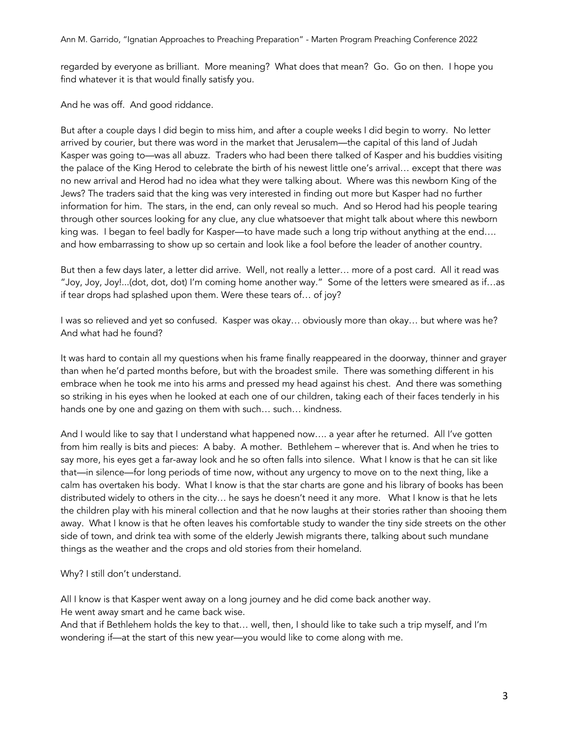regarded by everyone as brilliant. More meaning? What does that mean? Go. Go on then. I hope you find whatever it is that would finally satisfy you.

And he was off. And good riddance.

But after a couple days I did begin to miss him, and after a couple weeks I did begin to worry. No letter arrived by courier, but there was word in the market that Jerusalem—the capital of this land of Judah Kasper was going to—was all abuzz. Traders who had been there talked of Kasper and his buddies visiting the palace of the King Herod to celebrate the birth of his newest little one's arrival… except that there *was* no new arrival and Herod had no idea what they were talking about. Where was this newborn King of the Jews? The traders said that the king was very interested in finding out more but Kasper had no further information for him. The stars, in the end, can only reveal so much. And so Herod had his people tearing through other sources looking for any clue, any clue whatsoever that might talk about where this newborn king was. I began to feel badly for Kasper—to have made such a long trip without anything at the end…. and how embarrassing to show up so certain and look like a fool before the leader of another country.

But then a few days later, a letter did arrive. Well, not really a letter… more of a post card. All it read was "Joy, Joy, Joy!...(dot, dot, dot) I'm coming home another way." Some of the letters were smeared as if…as if tear drops had splashed upon them. Were these tears of… of joy?

I was so relieved and yet so confused. Kasper was okay… obviously more than okay… but where was he? And what had he found?

It was hard to contain all my questions when his frame finally reappeared in the doorway, thinner and grayer than when he'd parted months before, but with the broadest smile. There was something different in his embrace when he took me into his arms and pressed my head against his chest. And there was something so striking in his eyes when he looked at each one of our children, taking each of their faces tenderly in his hands one by one and gazing on them with such… such… kindness.

And I would like to say that I understand what happened now…. a year after he returned. All I've gotten from him really is bits and pieces: A baby. A mother. Bethlehem – wherever that is. And when he tries to say more, his eyes get a far-away look and he so often falls into silence. What I know is that he can sit like that—in silence—for long periods of time now, without any urgency to move on to the next thing, like a calm has overtaken his body. What I know is that the star charts are gone and his library of books has been distributed widely to others in the city… he says he doesn't need it any more. What I know is that he lets the children play with his mineral collection and that he now laughs at their stories rather than shooing them away. What I know is that he often leaves his comfortable study to wander the tiny side streets on the other side of town, and drink tea with some of the elderly Jewish migrants there, talking about such mundane things as the weather and the crops and old stories from their homeland.

Why? I still don't understand.

All I know is that Kasper went away on a long journey and he did come back another way.
He went away smart and he came back wise.
And that if Bethlehem holds the key to that… well, then, I should like to take such a trip myself, and I'm wondering if—at the start of this new year—you would like to come along with me.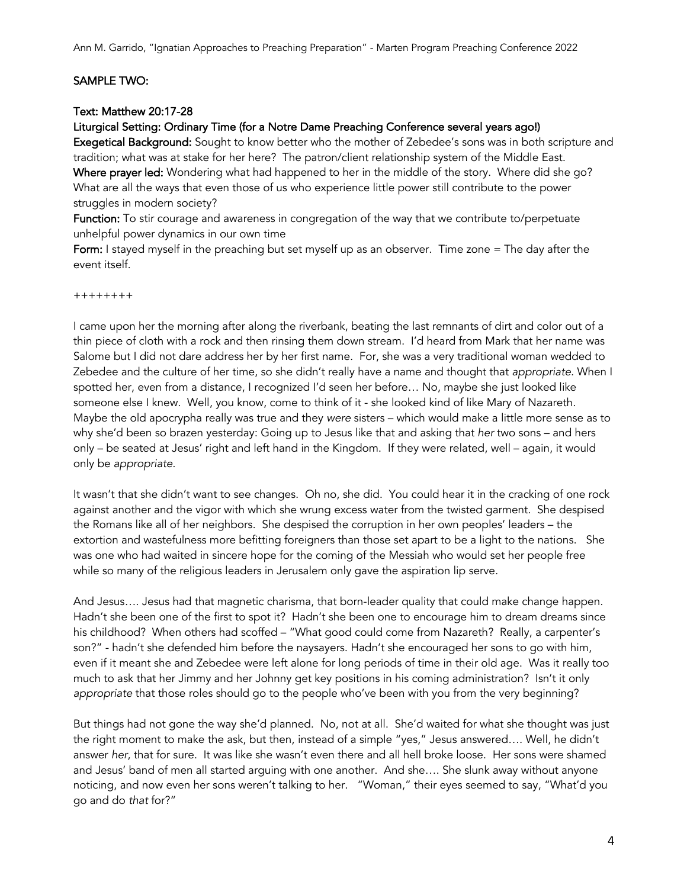## SAMPLE TWO:

**Text: Matthew 20:17-28**

**Liturgical Setting: Ordinary Time (for a Notre Dame Preaching Conference several years ago!)**

**Exegetical Background:** Sought to know better who the mother of Zebedee's sons was in both scripture and tradition; what was at stake for her here? The patron/client relationship system of the Middle East.

**Where prayer led:** Wondering what had happened to her in the middle of the story. Where did she go? What are all the ways that even those of us who experience little power still contribute to the power struggles in modern society?

**Function:** To stir courage and awareness in congregation of the way that we contribute to/perpetuate unhelpful power dynamics in our own time

**Form:** I stayed myself in the preaching but set myself up as an observer. Time zone = The day after the event itself.

++++++++

I came upon her the morning after along the riverbank, beating the last remnants of dirt and color out of a thin piece of cloth with a rock and then rinsing them down stream. I'd heard from Mark that her name was Salome but I did not dare address her by her first name. For, she was a very traditional woman wedded to Zebedee and the culture of her time, so she didn't really have a name and thought that *appropriate*. When I spotted her, even from a distance, I recognized I'd seen her before… No, maybe she just looked like someone else I knew. Well, you know, come to think of it - she looked kind of like Mary of Nazareth. Maybe the old apocrypha really was true and they *were* sisters – which would make a little more sense as to why she'd been so brazen yesterday: Going up to Jesus like that and asking that *her* two sons – and hers only – be seated at Jesus' right and left hand in the Kingdom. If they were related, well – again, it would only be *appropriate*.

It wasn't that she didn't want to see changes. Oh no, she did. You could hear it in the cracking of one rock against another and the vigor with which she wrung excess water from the twisted garment. She despised the Romans like all of her neighbors. She despised the corruption in her own peoples' leaders – the extortion and wastefulness more befitting foreigners than those set apart to be a light to the nations. She was one who had waited in sincere hope for the coming of the Messiah who would set her people free while so many of the religious leaders in Jerusalem only gave the aspiration lip serve.

And Jesus…. Jesus had that magnetic charisma, that born-leader quality that could make change happen. Hadn't she been one of the first to spot it? Hadn't she been one to encourage him to dream dreams since his childhood? When others had scoffed – "What good could come from Nazareth? Really, a carpenter's son?" - hadn't she defended him before the naysayers. Hadn't she encouraged her sons to go with him, even if it meant she and Zebedee were left alone for long periods of time in their old age. Was it really too much to ask that her Jimmy and her Johnny get key positions in his coming administration? Isn't it only *appropriate* that those roles should go to the people who've been with you from the very beginning?

But things had not gone the way she'd planned. No, not at all. She'd waited for what she thought was just the right moment to make the ask, but then, instead of a simple "yes," Jesus answered…. Well, he didn't answer *her*, that for sure. It was like she wasn't even there and all hell broke loose. Her sons were shamed and Jesus' band of men all started arguing with one another. And she…. She slunk away without anyone noticing, and now even her sons weren't talking to her. "Woman," their eyes seemed to say, "What'd you go and do *that* for?"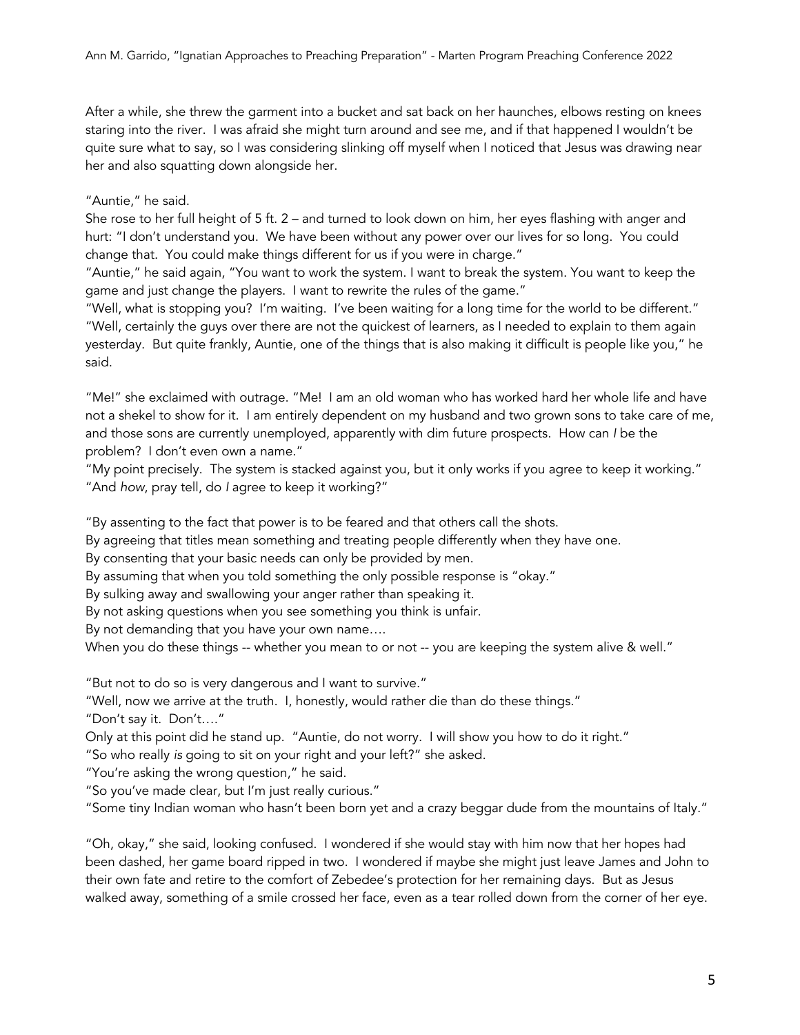After a while, she threw the garment into a bucket and sat back on her haunches, elbows resting on knees staring into the river. I was afraid she might turn around and see me, and if that happened I wouldn't be quite sure what to say, so I was considering slinking off myself when I noticed that Jesus was drawing near her and also squatting down alongside her.

"Auntie," he said.

She rose to her full height of 5 ft. 2 – and turned to look down on him, her eyes flashing with anger and hurt: "I don't understand you. We have been without any power over our lives for so long. You could change that. You could make things different for us if you were in charge."

"Auntie," he said again, "You want to work the system. I want to break the system. You want to keep the game and just change the players. I want to rewrite the rules of the game."

"Well, what is stopping you? I'm waiting. I've been waiting for a long time for the world to be different."

"Well, certainly the guys over there are not the quickest of learners, as I needed to explain to them again yesterday. But quite frankly, Auntie, one of the things that is also making it difficult is people like you," he said.

"Me!" she exclaimed with outrage. "Me! I am an old woman who has worked hard her whole life and have not a shekel to show for it. I am entirely dependent on my husband and two grown sons to take care of me, and those sons are currently unemployed, apparently with dim future prospects. How can *I* be the problem? I don't even own a name."

"My point precisely. The system is stacked against you, but it only works if you agree to keep it working."

"And *how*, pray tell, do *I* agree to keep it working?"

"By assenting to the fact that power is to be feared and that others call the shots.
By agreeing that titles mean something and treating people differently when they have one.
By consenting that your basic needs can only be provided by men.
By assuming that when you told something the only possible response is "okay."
By sulking away and swallowing your anger rather than speaking it.
By not asking questions when you see something you think is unfair.
By not demanding that you have your own name….
When you do these things -- whether you mean to or not -- you are keeping the system alive & well."

"But not to do so is very dangerous and I want to survive."

"Well, now we arrive at the truth. I, honestly, would rather die than do these things."

"Don't say it. Don't…."

Only at this point did he stand up. "Auntie, do not worry. I will show you how to do it right."

"So who really *is* going to sit on your right and your left?" she asked.

"You're asking the wrong question," he said.

"So you've made clear, but I'm just really curious."

"Some tiny Indian woman who hasn't been born yet and a crazy beggar dude from the mountains of Italy."

"Oh, okay," she said, looking confused. I wondered if she would stay with him now that her hopes had been dashed, her game board ripped in two. I wondered if maybe she might just leave James and John to their own fate and retire to the comfort of Zebedee's protection for her remaining days. But as Jesus walked away, something of a smile crossed her face, even as a tear rolled down from the corner of her eye.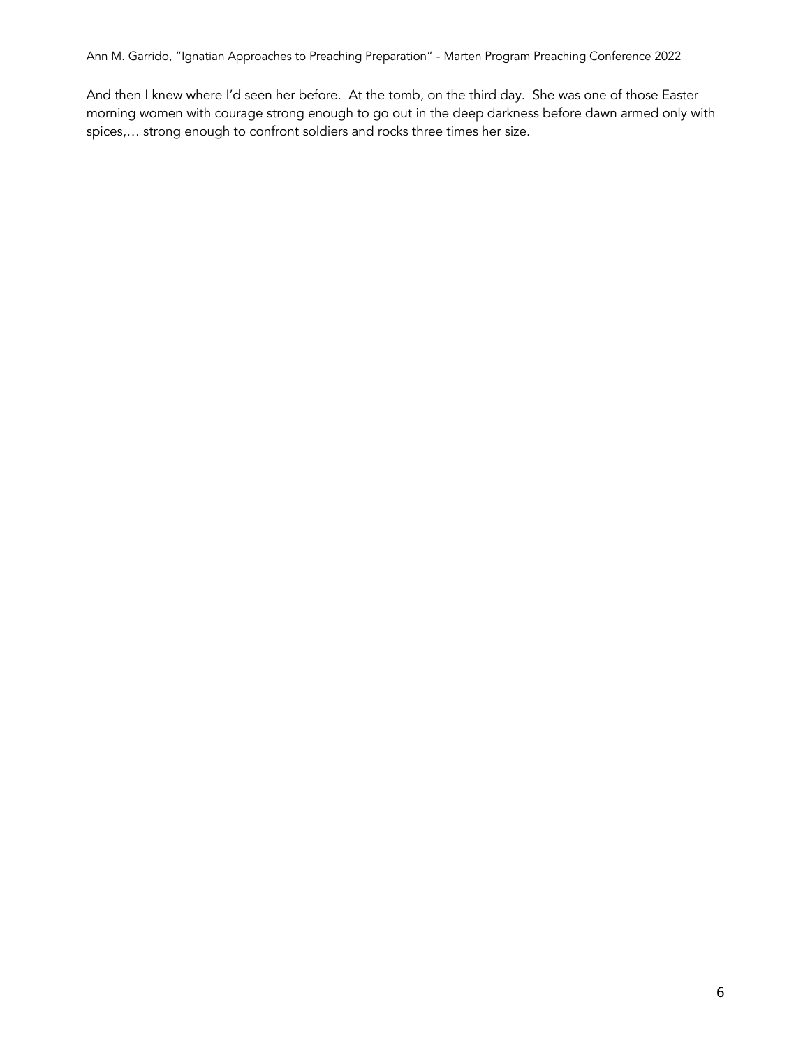And then I knew where I'd seen her before. At the tomb, on the third day. She was one of those Easter morning women with courage strong enough to go out in the deep darkness before dawn armed only with spices,… strong enough to confront soldiers and rocks three times her size.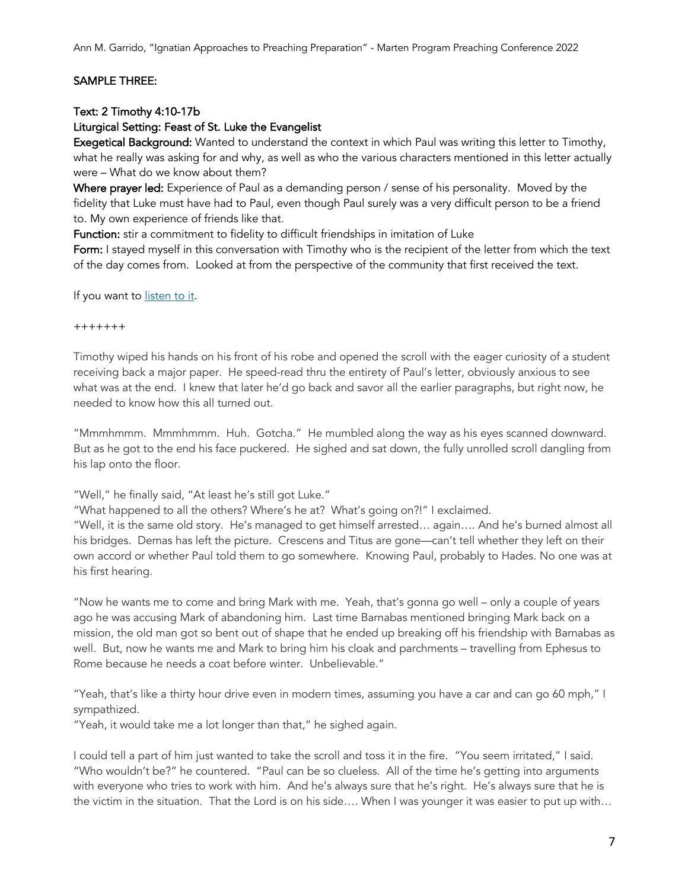SAMPLE THREE:

Text: 2 Timothy 4:10-17b
Liturgical Setting: Feast of St. Luke the Evangelist

**Exegetical Background:** Wanted to understand the context in which Paul was writing this letter to Timothy, what he really was asking for and why, as well as who the various characters mentioned in this letter actually were – What do we know about them?

**Where prayer led:** Experience of Paul as a demanding person / sense of his personality. Moved by the fidelity that Luke must have had to Paul, even though Paul surely was a very difficult person to be a friend to. My own experience of friends like that.

**Function:** stir a commitment to fidelity to difficult friendships in imitation of Luke

**Form:** I stayed myself in this conversation with Timothy who is the recipient of the letter from which the text of the day comes from. Looked at from the perspective of the community that first received the text.

If you want to listen to it.

+++++++

Timothy wiped his hands on his front of his robe and opened the scroll with the eager curiosity of a student receiving back a major paper. He speed-read thru the entirety of Paul's letter, obviously anxious to see what was at the end. I knew that later he'd go back and savor all the earlier paragraphs, but right now, he needed to know how this all turned out.

"Mmmhmmm. Mmmhmmm. Huh. Gotcha." He mumbled along the way as his eyes scanned downward. But as he got to the end his face puckered. He sighed and sat down, the fully unrolled scroll dangling from his lap onto the floor.

"Well," he finally said, "At least he's still got Luke."
"What happened to all the others? Where's he at? What's going on?!" I exclaimed.
"Well, it is the same old story. He's managed to get himself arrested… again…. And he's burned almost all his bridges. Demas has left the picture. Crescens and Titus are gone—can't tell whether they left on their own accord or whether Paul told them to go somewhere. Knowing Paul, probably to Hades. No one was at his first hearing.

"Now he wants me to come and bring Mark with me. Yeah, that's gonna go well – only a couple of years ago he was accusing Mark of abandoning him. Last time Barnabas mentioned bringing Mark back on a mission, the old man got so bent out of shape that he ended up breaking off his friendship with Barnabas as well. But, now he wants me and Mark to bring him his cloak and parchments – travelling from Ephesus to Rome because he needs a coat before winter. Unbelievable."

"Yeah, that's like a thirty hour drive even in modern times, assuming you have a car and can go 60 mph," I sympathized.
"Yeah, it would take me a lot longer than that," he sighed again.

I could tell a part of him just wanted to take the scroll and toss it in the fire. "You seem irritated," I said.
"Who wouldn't be?" he countered. "Paul can be so clueless. All of the time he's getting into arguments with everyone who tries to work with him. And he's always sure that he's right. He's always sure that he is the victim in the situation. That the Lord is on his side…. When I was younger it was easier to put up with…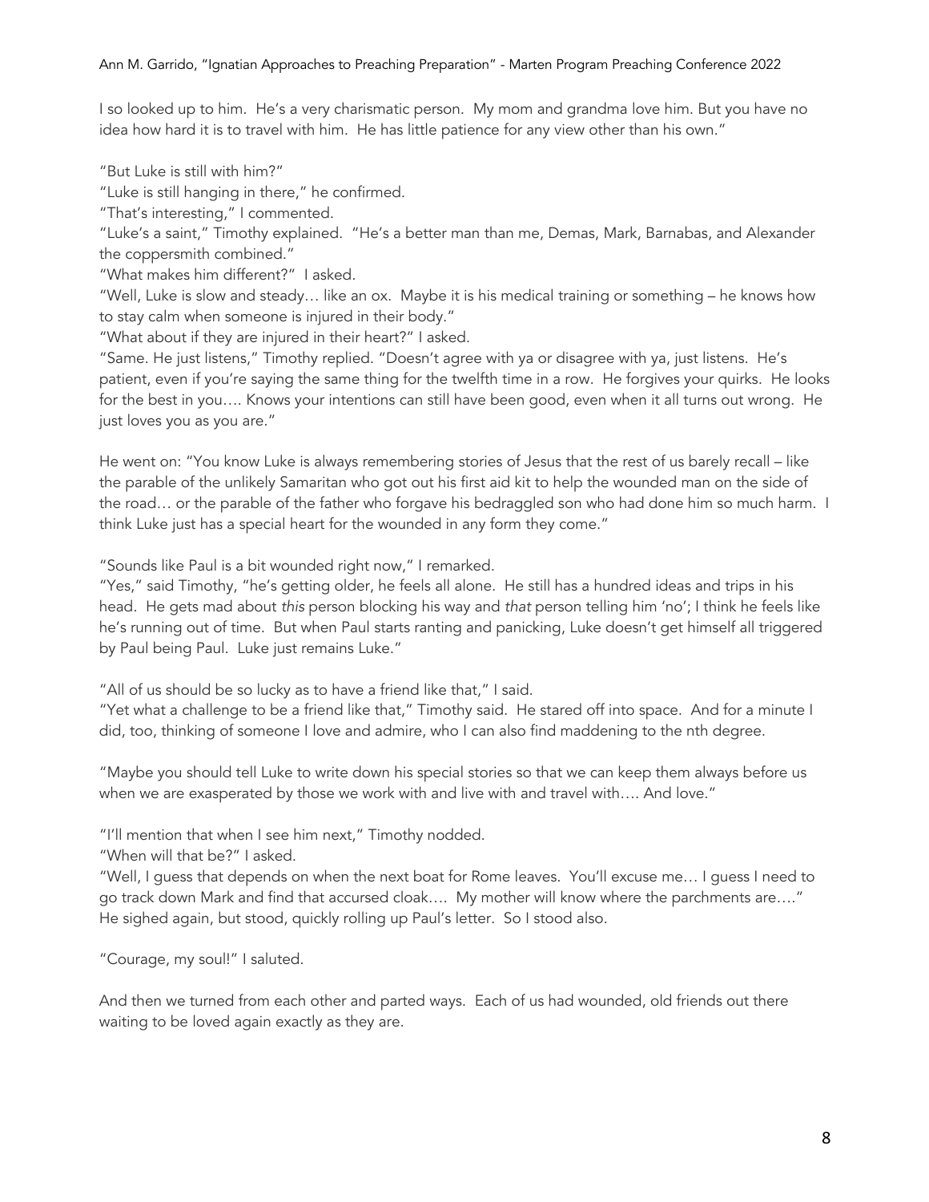I so looked up to him. He's a very charismatic person. My mom and grandma love him. But you have no idea how hard it is to travel with him. He has little patience for any view other than his own."

"But Luke is still with him?"
"Luke is still hanging in there," he confirmed.
"That's interesting," I commented.
"Luke's a saint," Timothy explained. "He's a better man than me, Demas, Mark, Barnabas, and Alexander the coppersmith combined."
"What makes him different?" I asked.
"Well, Luke is slow and steady… like an ox. Maybe it is his medical training or something – he knows how to stay calm when someone is injured in their body."
"What about if they are injured in their heart?" I asked.
"Same. He just listens," Timothy replied. "Doesn't agree with ya or disagree with ya, just listens. He's patient, even if you're saying the same thing for the twelfth time in a row. He forgives your quirks. He looks for the best in you…. Knows your intentions can still have been good, even when it all turns out wrong. He just loves you as you are."

He went on: "You know Luke is always remembering stories of Jesus that the rest of us barely recall – like the parable of the unlikely Samaritan who got out his first aid kit to help the wounded man on the side of the road… or the parable of the father who forgave his bedraggled son who had done him so much harm. I think Luke just has a special heart for the wounded in any form they come."

"Sounds like Paul is a bit wounded right now," I remarked.
"Yes," said Timothy, "he's getting older, he feels all alone. He still has a hundred ideas and trips in his head. He gets mad about *this* person blocking his way and *that* person telling him 'no'; I think he feels like he's running out of time. But when Paul starts ranting and panicking, Luke doesn't get himself all triggered by Paul being Paul. Luke just remains Luke."

"All of us should be so lucky as to have a friend like that," I said.
"Yet what a challenge to be a friend like that," Timothy said. He stared off into space. And for a minute I did, too, thinking of someone I love and admire, who I can also find maddening to the nth degree.

"Maybe you should tell Luke to write down his special stories so that we can keep them always before us when we are exasperated by those we work with and live with and travel with…. And love."

"I'll mention that when I see him next," Timothy nodded.
"When will that be?" I asked.
"Well, I guess that depends on when the next boat for Rome leaves. You'll excuse me… I guess I need to go track down Mark and find that accursed cloak…. My mother will know where the parchments are…." He sighed again, but stood, quickly rolling up Paul's letter. So I stood also.

"Courage, my soul!" I saluted.

And then we turned from each other and parted ways. Each of us had wounded, old friends out there waiting to be loved again exactly as they are.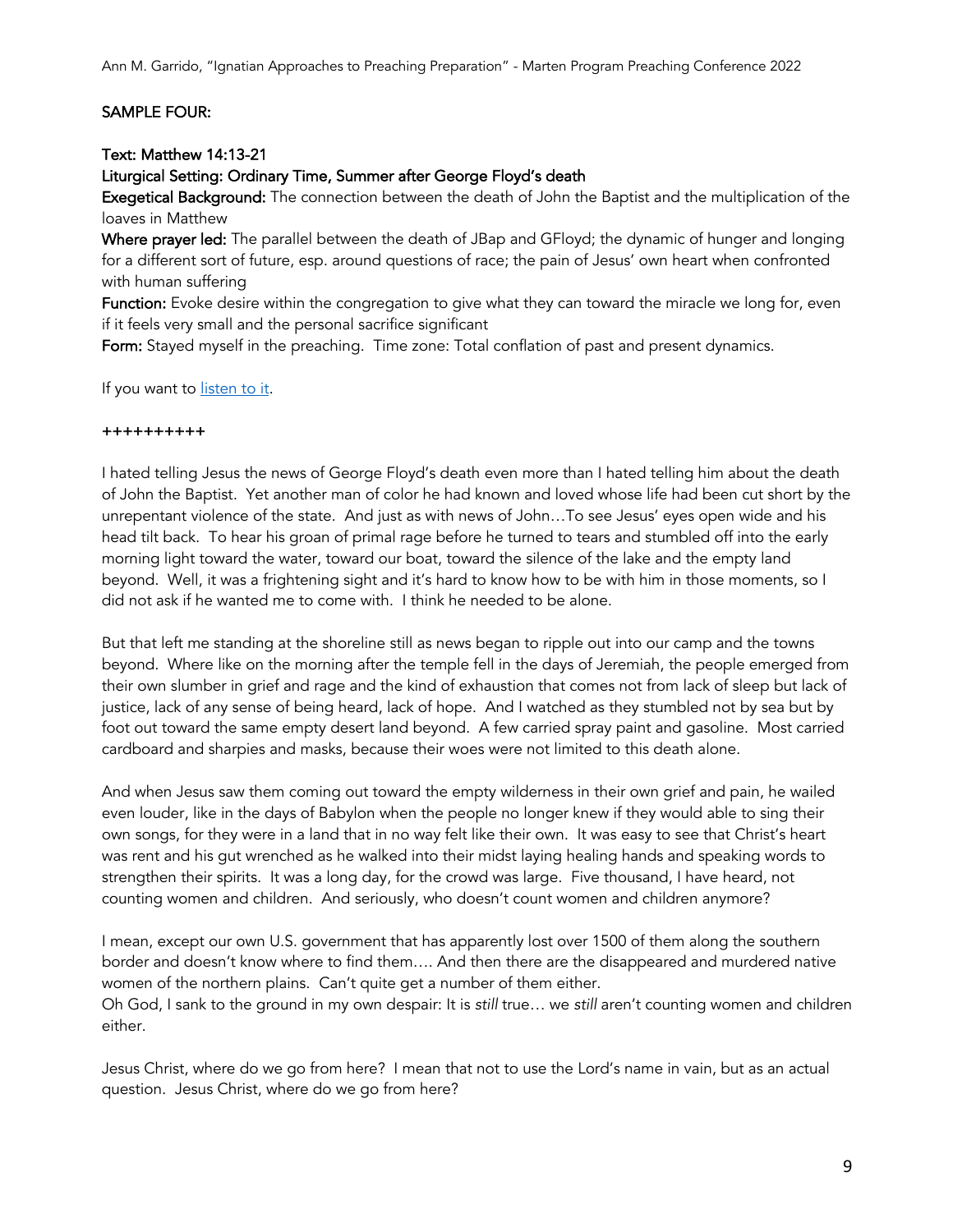SAMPLE FOUR:

Text: Matthew 14:13-21

Liturgical Setting: Ordinary Time, Summer after George Floyd's death

**Exegetical Background:** The connection between the death of John the Baptist and the multiplication of the loaves in Matthew

**Where prayer led:** The parallel between the death of JBap and GFloyd; the dynamic of hunger and longing for a different sort of future, esp. around questions of race; the pain of Jesus' own heart when confronted with human suffering

**Function:** Evoke desire within the congregation to give what they can toward the miracle we long for, even if it feels very small and the personal sacrifice significant

**Form:** Stayed myself in the preaching. Time zone: Total conflation of past and present dynamics.

If you want to listen to it.

++++++++++

I hated telling Jesus the news of George Floyd's death even more than I hated telling him about the death of John the Baptist. Yet another man of color he had known and loved whose life had been cut short by the unrepentant violence of the state. And just as with news of John…To see Jesus' eyes open wide and his head tilt back. To hear his groan of primal rage before he turned to tears and stumbled off into the early morning light toward the water, toward our boat, toward the silence of the lake and the empty land beyond. Well, it was a frightening sight and it's hard to know how to be with him in those moments, so I did not ask if he wanted me to come with. I think he needed to be alone.

But that left me standing at the shoreline still as news began to ripple out into our camp and the towns beyond. Where like on the morning after the temple fell in the days of Jeremiah, the people emerged from their own slumber in grief and rage and the kind of exhaustion that comes not from lack of sleep but lack of justice, lack of any sense of being heard, lack of hope. And I watched as they stumbled not by sea but by foot out toward the same empty desert land beyond. A few carried spray paint and gasoline. Most carried cardboard and sharpies and masks, because their woes were not limited to this death alone.

And when Jesus saw them coming out toward the empty wilderness in their own grief and pain, he wailed even louder, like in the days of Babylon when the people no longer knew if they would able to sing their own songs, for they were in a land that in no way felt like their own. It was easy to see that Christ's heart was rent and his gut wrenched as he walked into their midst laying healing hands and speaking words to strengthen their spirits. It was a long day, for the crowd was large. Five thousand, I have heard, not counting women and children. And seriously, who doesn't count women and children anymore?

I mean, except our own U.S. government that has apparently lost over 1500 of them along the southern border and doesn't know where to find them…. And then there are the disappeared and murdered native women of the northern plains. Can't quite get a number of them either.
Oh God, I sank to the ground in my own despair: It is *still* true… we *still* aren't counting women and children either.

Jesus Christ, where do we go from here? I mean that not to use the Lord's name in vain, but as an actual question. Jesus Christ, where do we go from here?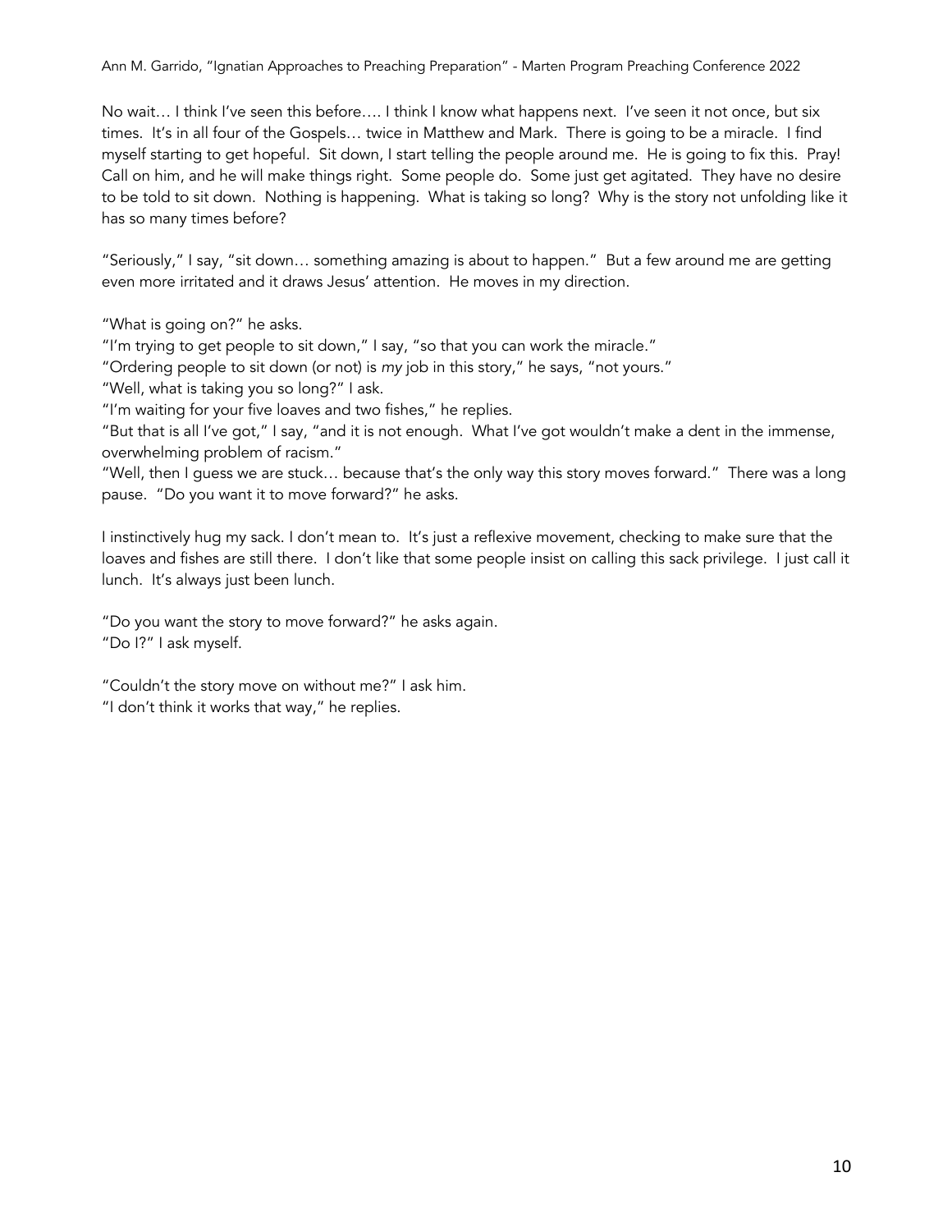No wait… I think I've seen this before…. I think I know what happens next. I've seen it not once, but six times. It's in all four of the Gospels… twice in Matthew and Mark. There is going to be a miracle. I find myself starting to get hopeful. Sit down, I start telling the people around me. He is going to fix this. Pray! Call on him, and he will make things right. Some people do. Some just get agitated. They have no desire to be told to sit down. Nothing is happening. What is taking so long? Why is the story not unfolding like it has so many times before?

"Seriously," I say, "sit down… something amazing is about to happen." But a few around me are getting even more irritated and it draws Jesus' attention. He moves in my direction.

"What is going on?" he asks.
"I'm trying to get people to sit down," I say, "so that you can work the miracle."
"Ordering people to sit down (or not) is *my* job in this story," he says, "not yours."
"Well, what is taking you so long?" I ask.
"I'm waiting for your five loaves and two fishes," he replies.
"But that is all I've got," I say, "and it is not enough. What I've got wouldn't make a dent in the immense, overwhelming problem of racism."
"Well, then I guess we are stuck… because that's the only way this story moves forward." There was a long pause. "Do you want it to move forward?" he asks.

I instinctively hug my sack. I don't mean to. It's just a reflexive movement, checking to make sure that the loaves and fishes are still there. I don't like that some people insist on calling this sack privilege. I just call it lunch. It's always just been lunch.

"Do you want the story to move forward?" he asks again.
"Do I?" I ask myself.

"Couldn't the story move on without me?" I ask him.
"I don't think it works that way," he replies.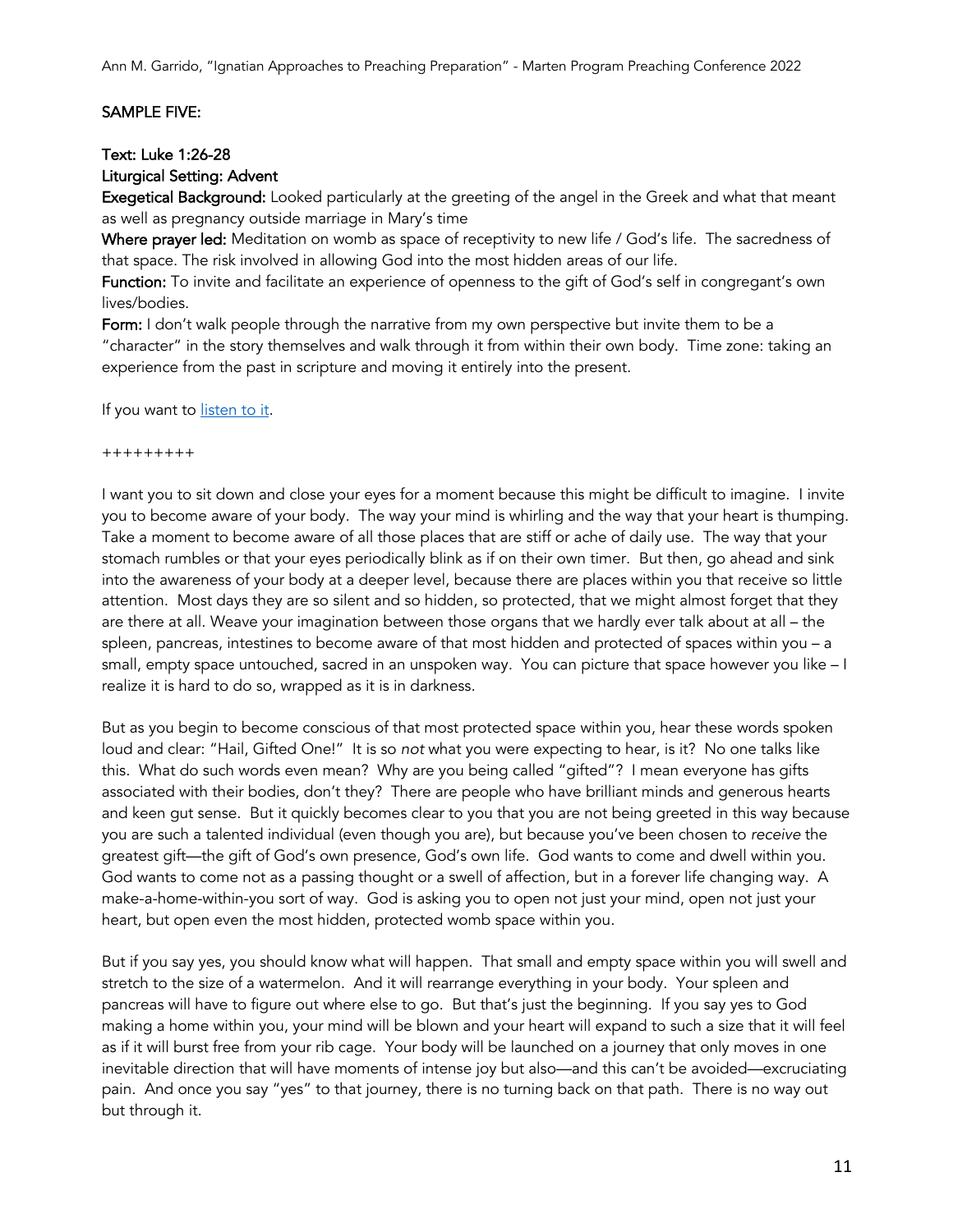## SAMPLE FIVE:

**Text: Luke 1:26-28**
**Liturgical Setting: Advent**

**Exegetical Background:** Looked particularly at the greeting of the angel in the Greek and what that meant as well as pregnancy outside marriage in Mary's time

**Where prayer led:** Meditation on womb as space of receptivity to new life / God's life. The sacredness of that space. The risk involved in allowing God into the most hidden areas of our life.

**Function:** To invite and facilitate an experience of openness to the gift of God's self in congregant's own lives/bodies.

**Form:** I don't walk people through the narrative from my own perspective but invite them to be a "character" in the story themselves and walk through it from within their own body. Time zone: taking an experience from the past in scripture and moving it entirely into the present.

If you want to listen to it.

+++++++++

I want you to sit down and close your eyes for a moment because this might be difficult to imagine. I invite you to become aware of your body. The way your mind is whirling and the way that your heart is thumping. Take a moment to become aware of all those places that are stiff or ache of daily use. The way that your stomach rumbles or that your eyes periodically blink as if on their own timer. But then, go ahead and sink into the awareness of your body at a deeper level, because there are places within you that receive so little attention. Most days they are so silent and so hidden, so protected, that we might almost forget that they are there at all. Weave your imagination between those organs that we hardly ever talk about at all – the spleen, pancreas, intestines to become aware of that most hidden and protected of spaces within you – a small, empty space untouched, sacred in an unspoken way. You can picture that space however you like – I realize it is hard to do so, wrapped as it is in darkness.

But as you begin to become conscious of that most protected space within you, hear these words spoken loud and clear: "Hail, Gifted One!" It is so *not* what you were expecting to hear, is it? No one talks like this. What do such words even mean? Why are you being called "gifted"? I mean everyone has gifts associated with their bodies, don't they? There are people who have brilliant minds and generous hearts and keen gut sense. But it quickly becomes clear to you that you are not being greeted in this way because you are such a talented individual (even though you are), but because you've been chosen to *receive* the greatest gift—the gift of God's own presence, God's own life. God wants to come and dwell within you. God wants to come not as a passing thought or a swell of affection, but in a forever life changing way. A make-a-home-within-you sort of way. God is asking you to open not just your mind, open not just your heart, but open even the most hidden, protected womb space within you.

But if you say yes, you should know what will happen. That small and empty space within you will swell and stretch to the size of a watermelon. And it will rearrange everything in your body. Your spleen and pancreas will have to figure out where else to go. But that's just the beginning. If you say yes to God making a home within you, your mind will be blown and your heart will expand to such a size that it will feel as if it will burst free from your rib cage. Your body will be launched on a journey that only moves in one inevitable direction that will have moments of intense joy but also—and this can't be avoided—excruciating pain. And once you say "yes" to that journey, there is no turning back on that path. There is no way out but through it.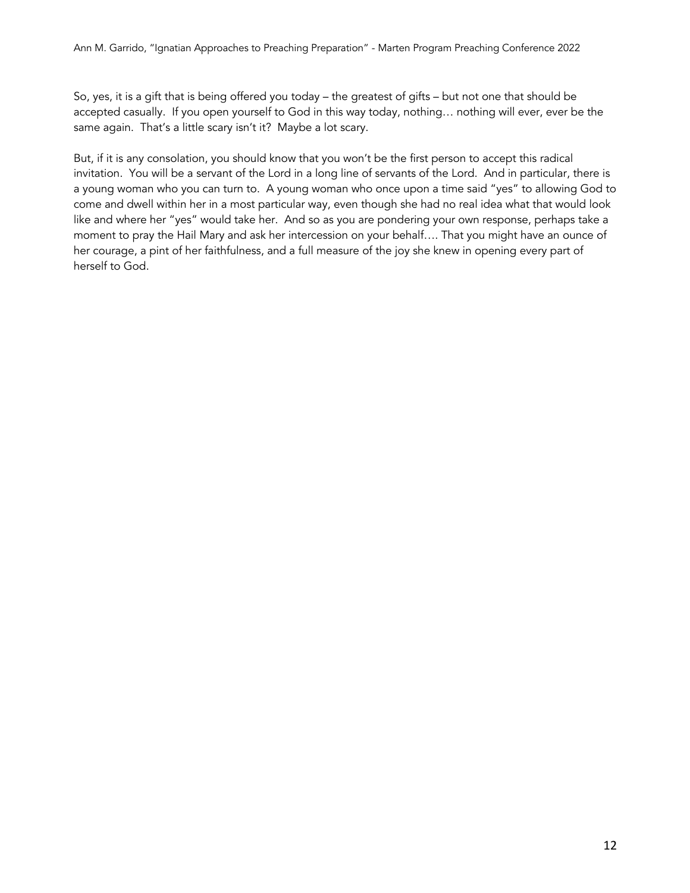So, yes, it is a gift that is being offered you today – the greatest of gifts – but not one that should be accepted casually. If you open yourself to God in this way today, nothing… nothing will ever, ever be the same again. That's a little scary isn't it? Maybe a lot scary.

But, if it is any consolation, you should know that you won't be the first person to accept this radical invitation. You will be a servant of the Lord in a long line of servants of the Lord. And in particular, there is a young woman who you can turn to. A young woman who once upon a time said "yes" to allowing God to come and dwell within her in a most particular way, even though she had no real idea what that would look like and where her "yes" would take her. And so as you are pondering your own response, perhaps take a moment to pray the Hail Mary and ask her intercession on your behalf…. That you might have an ounce of her courage, a pint of her faithfulness, and a full measure of the joy she knew in opening every part of herself to God.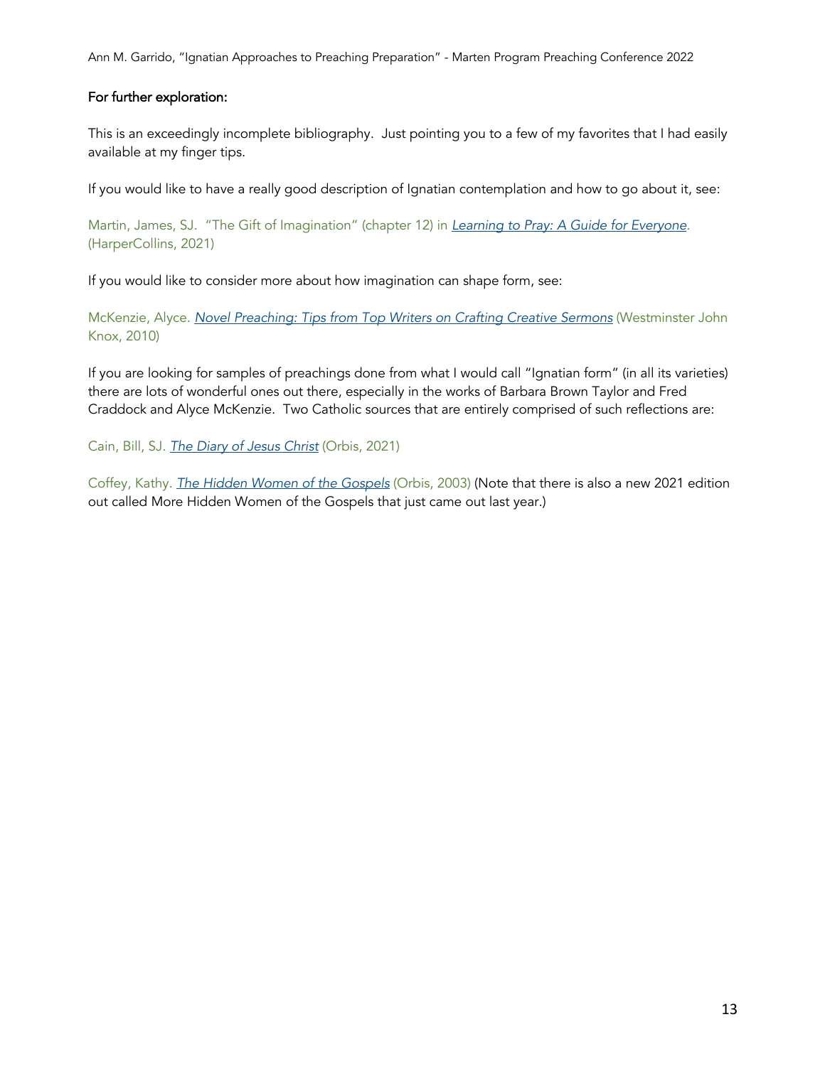**For further exploration:**

This is an exceedingly incomplete bibliography. Just pointing you to a few of my favorites that I had easily available at my finger tips.

If you would like to have a really good description of Ignatian contemplation and how to go about it, see:

Martin, James, SJ. "The Gift of Imagination" (chapter 12) in *Learning to Pray: A Guide for Everyone*. (HarperCollins, 2021)

If you would like to consider more about how imagination can shape form, see:

McKenzie, Alyce. *Novel Preaching: Tips from Top Writers on Crafting Creative Sermons* (Westminster John Knox, 2010)

If you are looking for samples of preachings done from what I would call "Ignatian form" (in all its varieties) there are lots of wonderful ones out there, especially in the works of Barbara Brown Taylor and Fred Craddock and Alyce McKenzie. Two Catholic sources that are entirely comprised of such reflections are:

Cain, Bill, SJ. *The Diary of Jesus Christ* (Orbis, 2021)

Coffey, Kathy. *The Hidden Women of the Gospels* (Orbis, 2003) (Note that there is also a new 2021 edition out called More Hidden Women of the Gospels that just came out last year.)